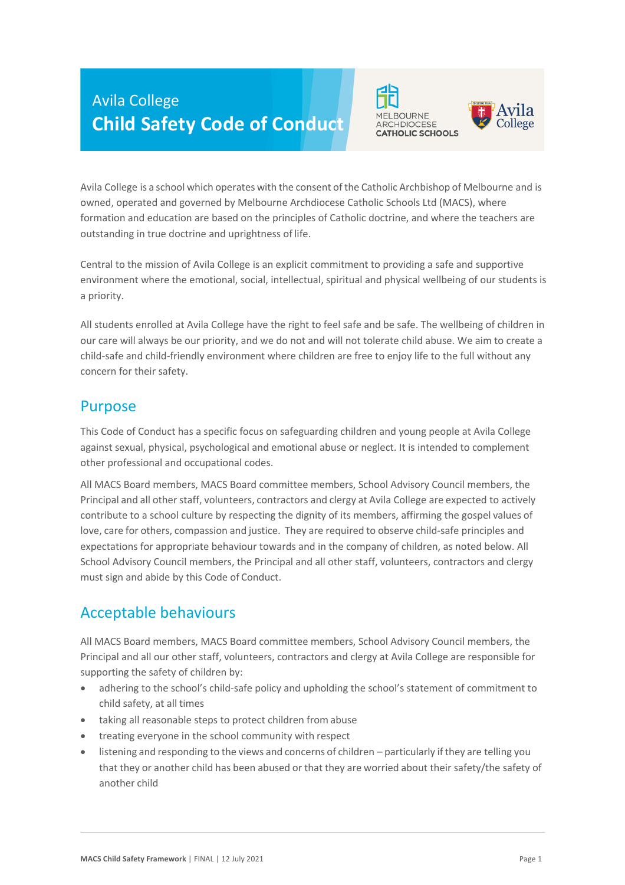# Avila College

# Child Safety Code of Conduct

Avila College is a school which operates with the consent of the Catholic Archbishop of Melbourne and is owned, operated and governed by Melbourne Archdiocese Catholic Schools Ltd (MACS), where formation and education are based on the principles of Catholic doctrine, and where the teachers are outstanding in true doctrine and uprightness of life.

Central to the mission of Avila College is an explicit commitment to providing a safe and supportive environment where the emotional, social, intellectual, spiritual and physical wellbeing of our students is a priority.

All students enrolled at Avila College have the right to feel safe and be safe. The wellbeing of children in our care will always be our priority, and we do not and will not tolerate child abuse. We aim to create a child-safe and child-friendly environment where children are free to enjoy life to the full without any concern for their safety.

## Purpose

This Code of Conduct has a specific focus on safeguarding children and young people at Avila College against sexual, physical, psychological and emotional abuse or neglect. It is intended to complement other professional and occupational codes.

All MACS Board members, MACS Board committee members, School Advisory Council members, the Principal and all other staff, volunteers, contractors and clergy at Avila College are expected to actively contribute to a school culture by respecting the dignity of its members, affirming the gospel values of love, care for others, compassion and justice. They are required to observe child-safe principles and expectations for appropriate behaviour towards and in the company of children, as noted below. All School Advisory Council members, the Principal and all other staff, volunteers, contractors and clergy must sign and abide by this Code of Conduct.

## Acceptable behaviours

All MACS Board members, MACS Board committee members, School Advisory Council members, the Principal and all our other staff, volunteers, contractors and clergy at Avila College are responsible for supporting the safety of children by:

- adhering to the school's child-safe policy and upholding the school's statement of commitment to child safety, at all times
- taking all reasonable steps to protect children from abuse
- treating everyone in the school community with respect
- listening and responding to the views and concerns of children – particularly if they are telling you that they or another child has been abused or that they are worried about their safety/the safety of another child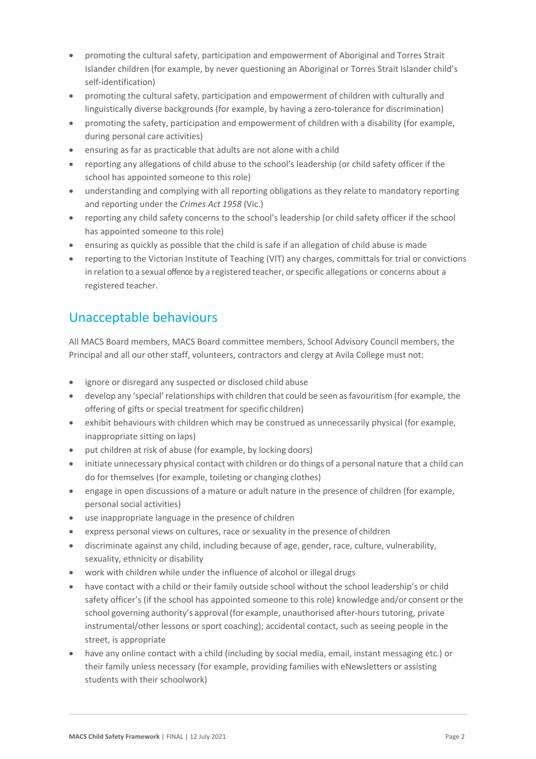- promoting the cultural safety, participation and empowerment of Aboriginal and Torres Strait Islander children (for example, by never questioning an Aboriginal or Torres Strait Islander child's self-identification)
- promoting the cultural safety, participation and empowerment of children with culturally and linguistically diverse backgrounds (for example, by having a zero-tolerance for discrimination)
- promoting the safety, participation and empowerment of children with a disability (for example, during personal care activities)
- ensuring as far as practicable that adults are not alone with a child
- reporting any allegations of child abuse to the school's leadership (or child safety officer if the school has appointed someone to this role)
- understanding and complying with all reporting obligations as they relate to mandatory reporting and reporting under the *Crimes Act 1958* (Vic.)
- reporting any child safety concerns to the school's leadership (or child safety officer if the school has appointed someone to this role)
- ensuring as quickly as possible that the child is safe if an allegation of child abuse is made
- reporting to the Victorian Institute of Teaching (VIT) any charges, committals for trial or convictions in relation to a sexual offence by a registered teacher, or specific allegations or concerns about a registered teacher.

## Unacceptable behaviours

All MACS Board members, MACS Board committee members, School Advisory Council members, the Principal and all our other staff, volunteers, contractors and clergy at Avila College must not:

- ignore or disregard any suspected or disclosed child abuse
- develop any 'special' relationships with children that could be seen as favouritism (for example, the offering of gifts or special treatment for specific children)
- exhibit behaviours with children which may be construed as unnecessarily physical (for example, inappropriate sitting on laps)
- put children at risk of abuse (for example, by locking doors)
- initiate unnecessary physical contact with children or do things of a personal nature that a child can do for themselves (for example, toileting or changing clothes)
- engage in open discussions of a mature or adult nature in the presence of children (for example, personal social activities)
- use inappropriate language in the presence of children
- express personal views on cultures, race or sexuality in the presence of children
- discriminate against any child, including because of age, gender, race, culture, vulnerability, sexuality, ethnicity or disability
- work with children while under the influence of alcohol or illegal drugs
- have contact with a child or their family outside school without the school leadership's or child safety officer's (if the school has appointed someone to this role) knowledge and/or consent or the school governing authority's approval (for example, unauthorised after-hours tutoring, private instrumental/other lessons or sport coaching); accidental contact, such as seeing people in the street, is appropriate
- have any online contact with a child (including by social media, email, instant messaging etc.) or their family unless necessary (for example, providing families with eNewsletters or assisting students with their schoolwork)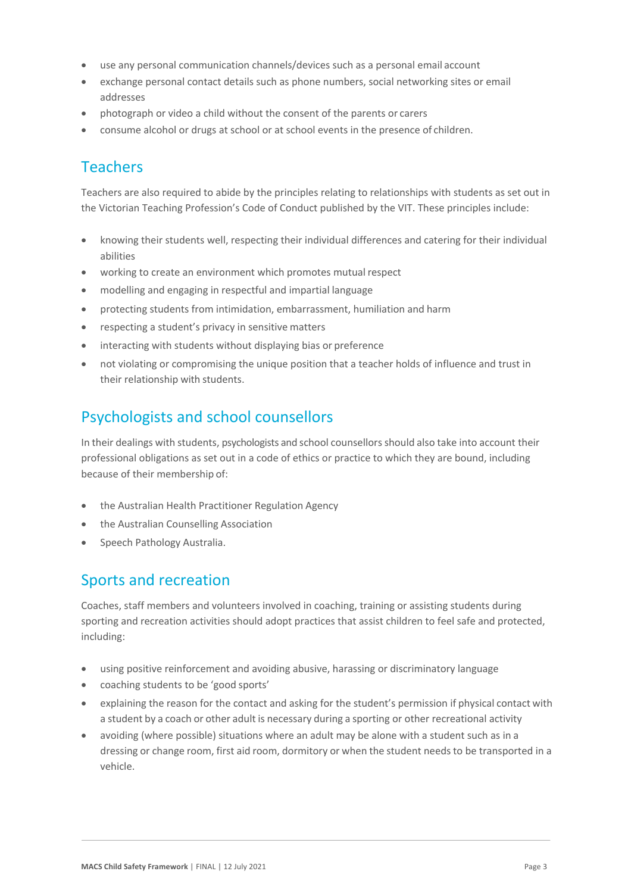- use any personal communication channels/devices such as a personal email account
- exchange personal contact details such as phone numbers, social networking sites or email addresses
- photograph or video a child without the consent of the parents or carers
- consume alcohol or drugs at school or at school events in the presence of children.

## Teachers

Teachers are also required to abide by the principles relating to relationships with students as set out in the Victorian Teaching Profession's Code of Conduct published by the VIT. These principles include:

- knowing their students well, respecting their individual differences and catering for their individual abilities
- working to create an environment which promotes mutual respect
- modelling and engaging in respectful and impartial language
- protecting students from intimidation, embarrassment, humiliation and harm
- respecting a student's privacy in sensitive matters
- interacting with students without displaying bias or preference
- not violating or compromising the unique position that a teacher holds of influence and trust in their relationship with students.

## Psychologists and school counsellors

In their dealings with students, psychologists and school counsellors should also take into account their professional obligations as set out in a code of ethics or practice to which they are bound, including because of their membership of:

- the Australian Health Practitioner Regulation Agency
- the Australian Counselling Association
- Speech Pathology Australia.

## Sports and recreation

Coaches, staff members and volunteers involved in coaching, training or assisting students during sporting and recreation activities should adopt practices that assist children to feel safe and protected, including:

- using positive reinforcement and avoiding abusive, harassing or discriminatory language
- coaching students to be 'good sports'
- explaining the reason for the contact and asking for the student's permission if physical contact with a student by a coach or other adult is necessary during a sporting or other recreational activity
- avoiding (where possible) situations where an adult may be alone with a student such as in a dressing or change room, first aid room, dormitory or when the student needs to be transported in a vehicle.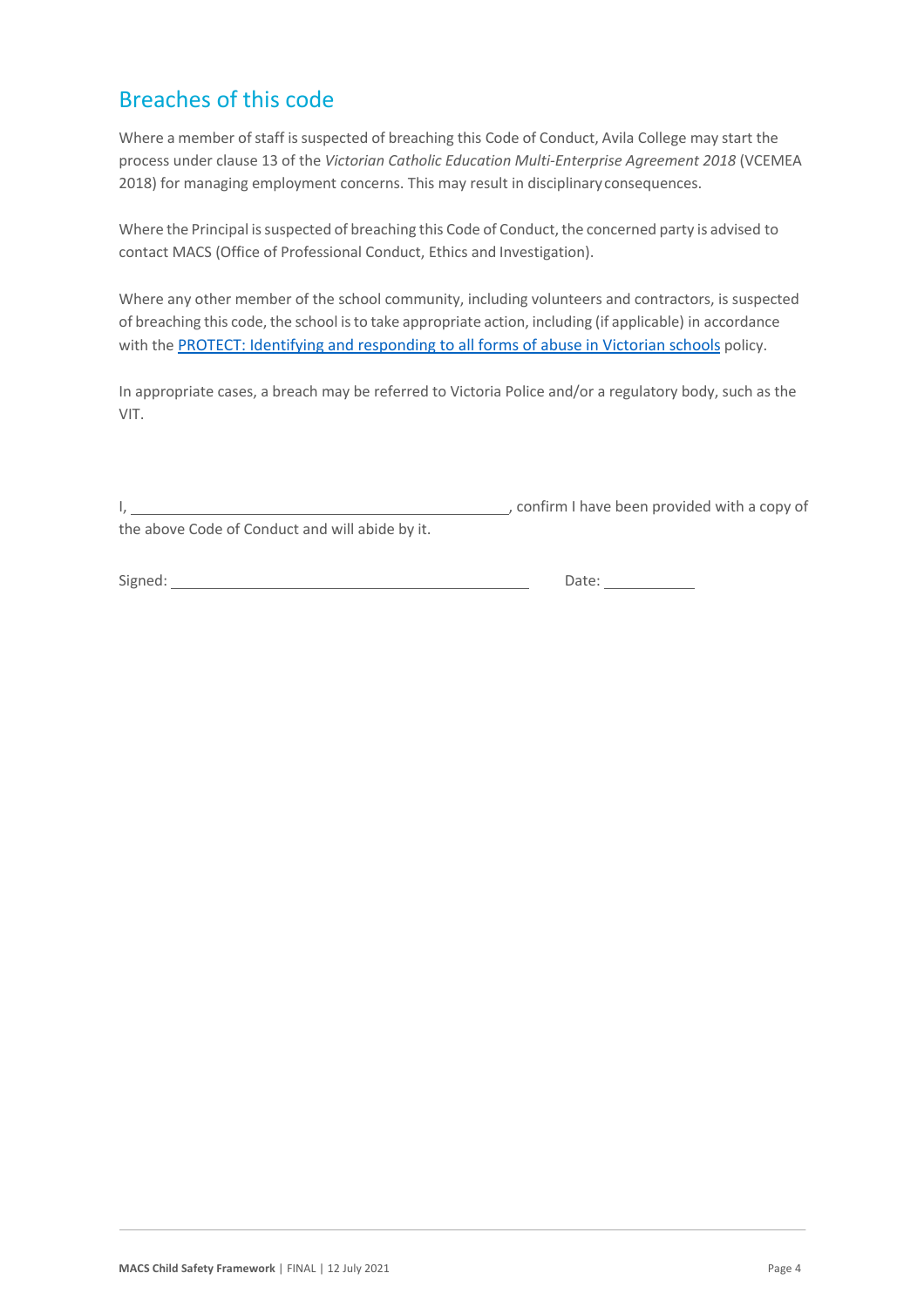## Breaches of this code

Where a member of staff is suspected of breaching this Code of Conduct, Avila College may start the process under clause 13 of the *Victorian Catholic Education Multi-Enterprise Agreement 2018* (VCEMEA 2018) for managing employment concerns. This may result in disciplinary consequences.

Where the Principal is suspected of breaching this Code of Conduct, the concerned party is advised to contact MACS (Office of Professional Conduct, Ethics and Investigation).

Where any other member of the school community, including volunteers and contractors, is suspected of breaching this code, the school is to take appropriate action, including (if applicable) in accordance with the [PROTECT: Identifying and responding to all forms of abuse in Victorian schools]() policy.

In appropriate cases, a breach may be referred to Victoria Police and/or a regulatory body, such as the VIT.

I, ______________________________________________, confirm I have been provided with a copy of the above Code of Conduct and will abide by it.

Signed: ______________________________________________ Date: ___________